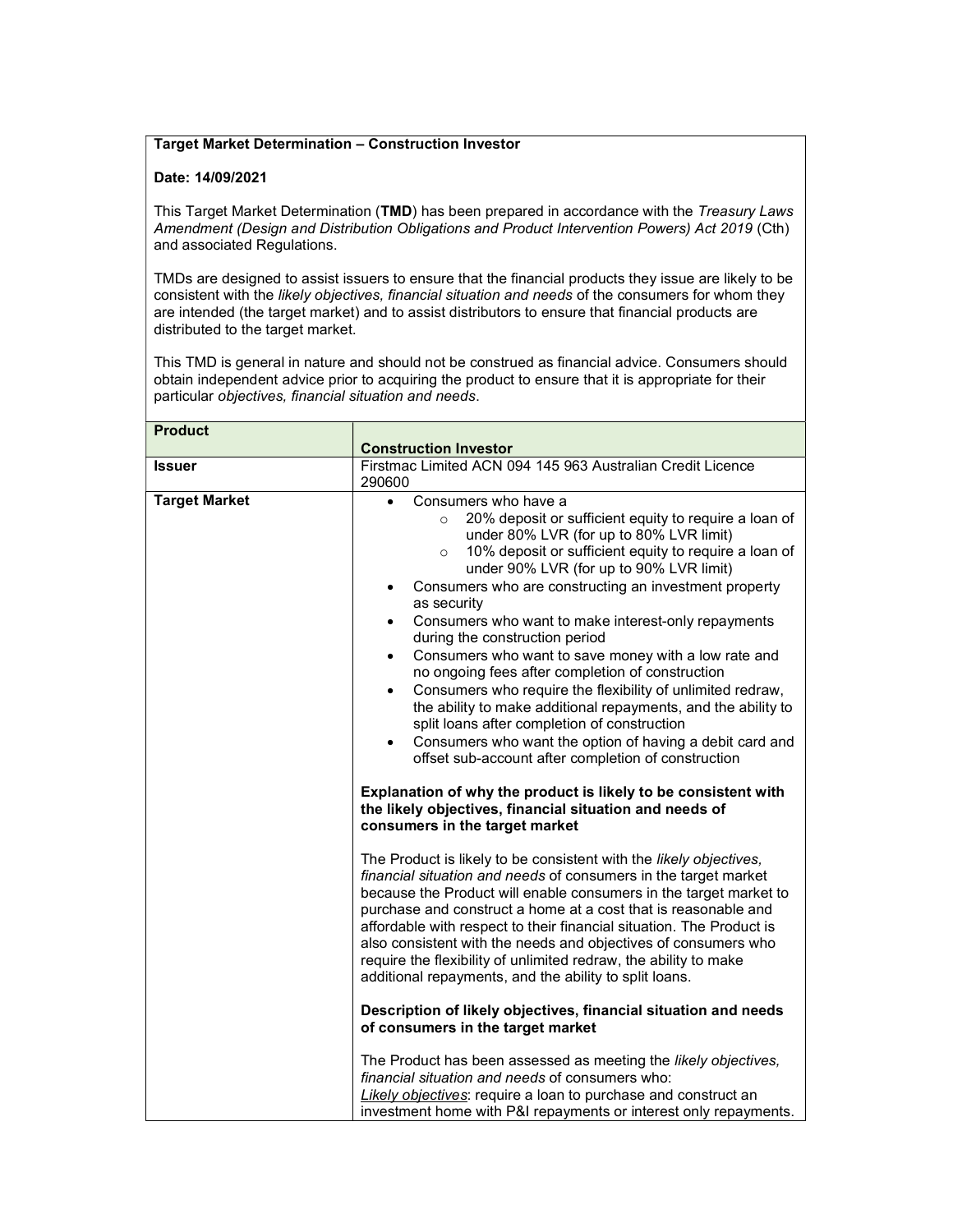**Target Market Determination – Construction Investor**

**Date: 14/09/2021**

This Target Market Determination (**TMD**) has been prepared in accordance with the *Treasury Laws Amendment (Design and Distribution Obligations and Product Intervention Powers) Act 2019* (Cth) and associated Regulations.

TMDs are designed to assist issuers to ensure that the financial products they issue are likely to be consistent with the *likely objectives, financial situation and needs* of the consumers for whom they are intended (the target market) and to assist distributors to ensure that financial products are distributed to the target market.

This TMD is general in nature and should not be construed as financial advice. Consumers should obtain independent advice prior to acquiring the product to ensure that it is appropriate for their particular *objectives, financial situation and needs*.

| **Product** | **Construction Investor** |
|---|---|
| **Issuer** | Firstmac Limited ACN 094 145 963 Australian Credit Licence 290600 |
| **Target Market** | • Consumers who have a<br>  ◦ 20% deposit or sufficient equity to require a loan of under 80% LVR (for up to 80% LVR limit)<br>  ◦ 10% deposit or sufficient equity to require a loan of under 90% LVR (for up to 90% LVR limit)<br>• Consumers who are constructing an investment property as security<br>• Consumers who want to make interest-only repayments during the construction period<br>• Consumers who want to save money with a low rate and no ongoing fees after completion of construction<br>• Consumers who require the flexibility of unlimited redraw, the ability to make additional repayments, and the ability to split loans after completion of construction<br>• Consumers who want the option of having a debit card and offset sub-account after completion of construction<br><br>**Explanation of why the product is likely to be consistent with the likely objectives, financial situation and needs of consumers in the target market**<br><br>The Product is likely to be consistent with the *likely objectives, financial situation and needs* of consumers in the target market because the Product will enable consumers in the target market to purchase and construct a home at a cost that is reasonable and affordable with respect to their financial situation. The Product is also consistent with the needs and objectives of consumers who require the flexibility of unlimited redraw, the ability to make additional repayments, and the ability to split loans.<br><br>**Description of likely objectives, financial situation and needs of consumers in the target market**<br><br>The Product has been assessed as meeting the *likely objectives, financial situation and needs* of consumers who:<br>*Likely objectives*: require a loan to purchase and construct an investment home with P&I repayments or interest only repayments. |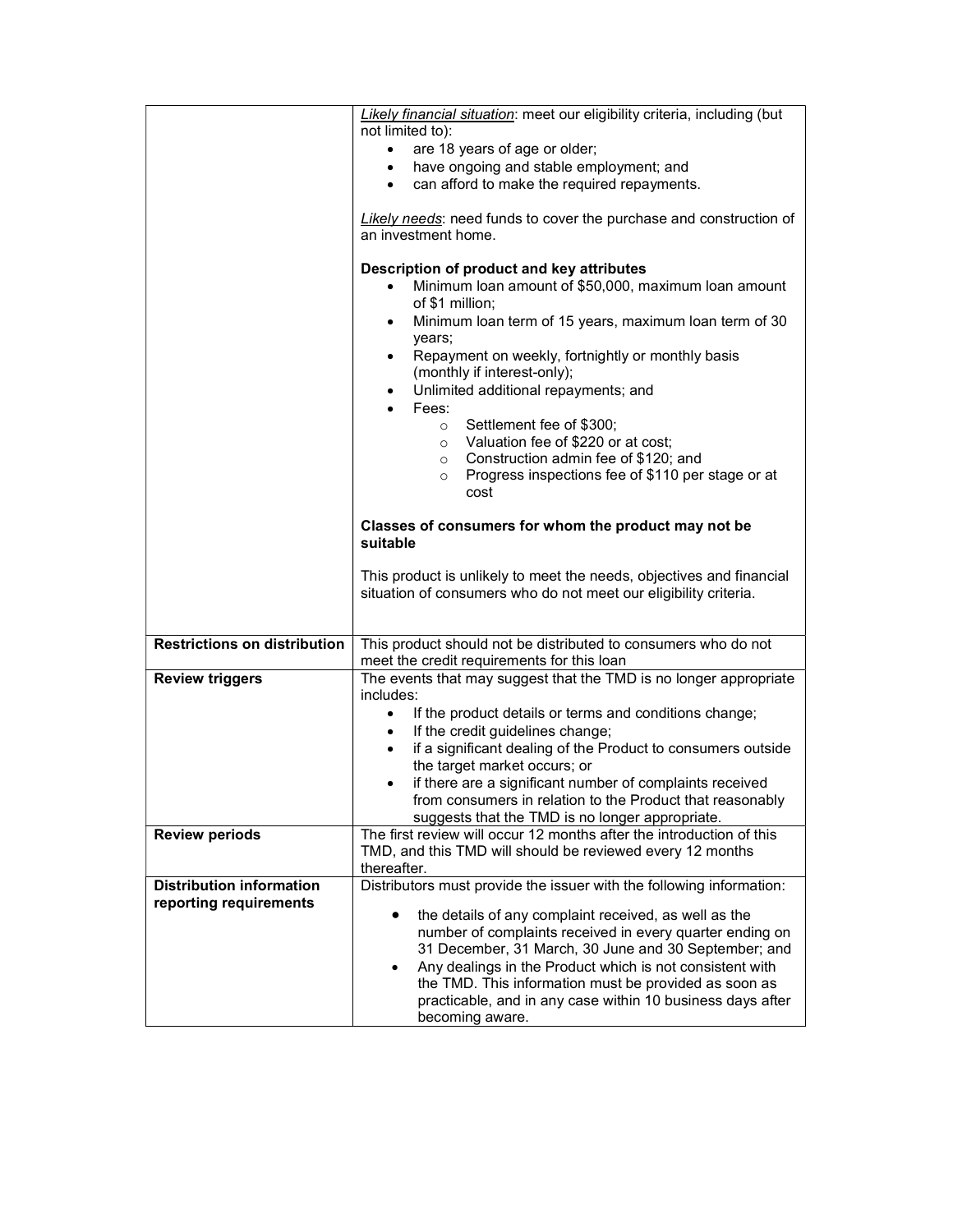| | |
|---|---|
| | *Likely financial situation*: meet our eligibility criteria, including (but not limited to):<br>• are 18 years of age or older;<br>• have ongoing and stable employment; and<br>• can afford to make the required repayments.<br><br>*Likely needs*: need funds to cover the purchase and construction of an investment home.<br><br>**Description of product and key attributes**<br>• Minimum loan amount of $50,000, maximum loan amount of $1 million;<br>• Minimum loan term of 15 years, maximum loan term of 30 years;<br>• Repayment on weekly, fortnightly or monthly basis (monthly if interest-only);<br>• Unlimited additional repayments; and<br>• Fees:<br>  ○ Settlement fee of $300;<br>  ○ Valuation fee of $220 or at cost;<br>  ○ Construction admin fee of $120; and<br>  ○ Progress inspections fee of $110 per stage or at cost<br><br>**Classes of consumers for whom the product may not be suitable**<br><br>This product is unlikely to meet the needs, objectives and financial situation of consumers who do not meet our eligibility criteria. |
| **Restrictions on distribution** | This product should not be distributed to consumers who do not meet the credit requirements for this loan |
| **Review triggers** | The events that may suggest that the TMD is no longer appropriate includes:<br>• If the product details or terms and conditions change;<br>• If the credit guidelines change;<br>• if a significant dealing of the Product to consumers outside the target market occurs; or<br>• if there are a significant number of complaints received from consumers in relation to the Product that reasonably suggests that the TMD is no longer appropriate. |
| **Review periods** | The first review will occur 12 months after the introduction of this TMD, and this TMD will should be reviewed every 12 months thereafter. |
| **Distribution information reporting requirements** | Distributors must provide the issuer with the following information:<br><br>• the details of any complaint received, as well as the number of complaints received in every quarter ending on 31 December, 31 March, 30 June and 30 September; and<br>• Any dealings in the Product which is not consistent with the TMD. This information must be provided as soon as practicable, and in any case within 10 business days after becoming aware. |